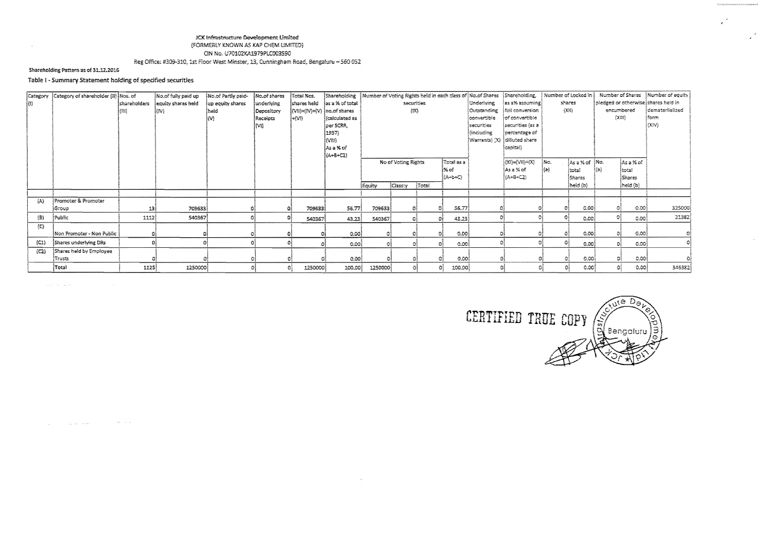JCK Infrastructure Development Limited

(FORMERLY KNOWN AS KAP CHEM LIMITED)

CIN No. U70102KA1979PLC003590

Reg Office: #309-310, 1st Floor West Minster, 13, Cunningham Road, Bengaluru – 560 052

**Shareholding Pattern as of 31.12.2016**

## Table I - Summary Statement holding of specified securities

| Category (I) | Category of shareholder (II) | Nos. of shareholders (III) | No.of fully paid up equity shares held (IV) | No.of Partly paid-up equity shares held (V) | No.of shares underlying Depository Receipts (VI) | Total Nos. shares held (VII)=(IV)+(V)+(VI) | Shareholding as a % of total no.of shares (calculated as per SCRR, 1957) (VIII) As a % of (A+B+C2) | Number of Voting Rights held in each class of securities (IX) | | | | No.of Shares Underlying Outstanding convertible securities (including Warrants) (X) | Shareholding, as a% assuming full conversion of convertible securities (as a percentage of diluted share capital) | Number of Locked in shares (XII) | | Number of Shares pledged or otherwise encumbered (XIII) | | Number of equity shares held in dematerialized form (XIV) |
|---|---|---|---|---|---|---|---|---|---|---|---|---|---|---|---|---|---|---|
| | | | | | | | | No of Voting Rights | | | Total as a % of (A+b+C) | | (XI)=(VII)+(X) As a % of (A+B+C2) | No. (a) | As a % of total Shares held (b) | No. (a) | As a % of total Shares held (b) | |
| | | | | | | | | Equity | Classy | Total | | | | | | | | |
| (A) | Promoter & Promoter Group | 13 | 709633 | 0 | 0 | 709633 | 56.77 | 709633 | 0 | 0 | 56.77 | 0 | 0 | 0 | 0.00 | 0 | 0.00 | 325000 |
| (B) | Public | 1112 | 540367 | 0 | 0 | 540367 | 43.23 | 540367 | 0 | 0 | 43.23 | 0 | 0 | 0 | 0.00 | 0 | 0.00 | 21382 |
| (C) | Non Promoter - Non Public | 0 | 0 | 0 | 0 | 0 | 0.00 | 0 | 0 | 0 | 0.00 | 0 | 0 | 0 | 0.00 | 0 | 0.00 | 0 |
| (C1) | Shares underlying DRs | 0 | 0 | 0 | 0 | 0 | 0.00 | 0 | 0 | 0 | 0.00 | 0 | 0 | 0 | 0.00 | 0 | 0.00 | 0 |
| (C2) | Shares held by Employee Trusts | 0 | 0 | 0 | 0 | 0 | 0.00 | 0 | 0 | 0 | 0.00 | 0 | 0 | 0 | 0.00 | 0 | 0.00 | 0 |
| | Total | 1125 | 1250000 | 0 | 0 | 1250000 | 100.00 | 1250000 | 0 | 0 | 100.00 | 0 | 0 | 0 | 0.00 | 0 | 0.00 | 346382 |

CERTIFIED TRUE COPY

JCK Infrastructure Development Ltd, Bengaluru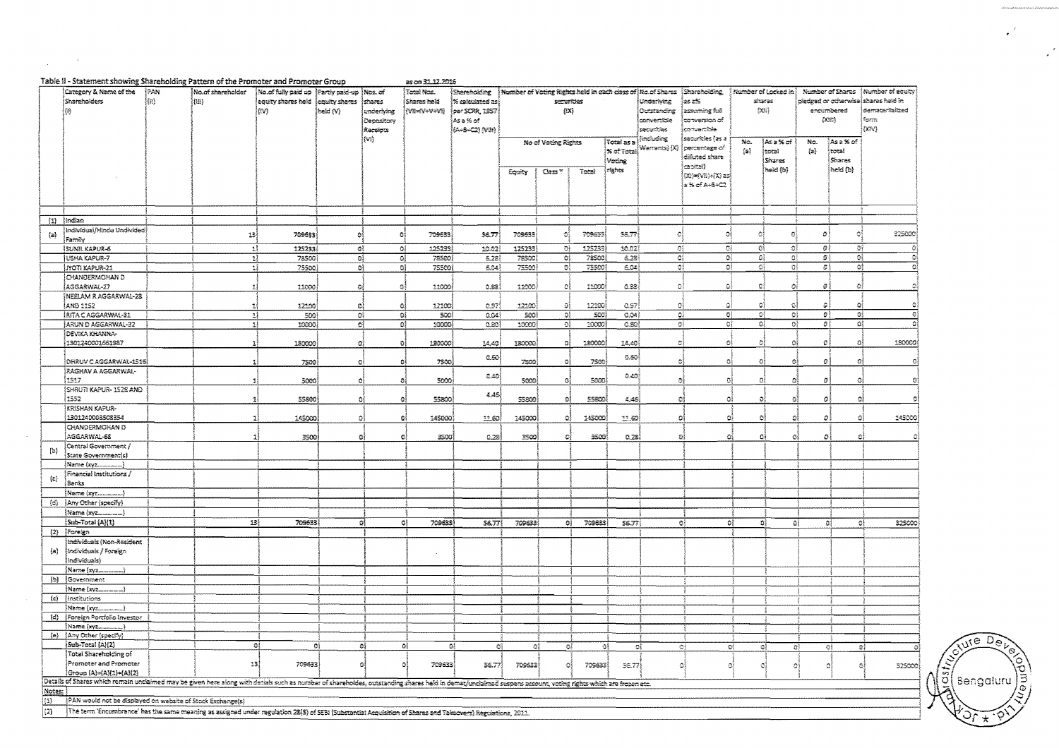Table II - Statement showing Shareholding Pattern of the Promoter and Promoter Group as on 31.12.2016

| | Category & Name of the Shareholders (I) | PAN (II) | No.of shareholder (III) | No.of fully paid up equity shares held (IV) | Partly paid-up equity shares held (V) | Nos. of shares underlying Depository Receipts (VI) | Total Nos. Shares held (VII=IV+V+VI) | Shareholding % calculated as per SCRR, 1957 As a % of (A+B+C2) (VIII) | Number of Voting Rights held in each class of securities (IX) | | | | No.of Shares Underlying Outstanding convertible securities (including Warrants) (X) | Shareholding, as a% assuming full conversion of convertible securities (as a percentage of diluted share capital) (XI)=(VII)+(X) as a % of A+B+C2 | Number of Locked in shares (XII) | | Number of Shares pledged or otherwise encumbered (XIII) | | Number of equity shares held in dematerialized form (XIV) |
|---|---|---|---|---|---|---|---|---|---|---|---|---|---|---|---|---|---|---|---|
| | | | | | | | | | No of Voting Rights | | | Total as a % of Total Voting rights | | | No. (a) | As a % of total Shares held (b) | No. (a) | As a % of total Shares held (b) | |
| | | | | | | | | | Equity | Class * | Total | | | | | | | | |
| (1) | Indian | | | | | | | | | | | | | | | | | | |
| (a) | Individual/Hindu Undivided Family | | 13 | 709633 | 0 | 0 | 709633 | 56.77 | 709633 | 0 | 709633 | 56.77 | 0 | 0 | 0 | 0 | 0 | 0 | 325000 |
| | SUNIL KAPUR-6 | | 1 | 125233 | 0 | 0 | 125233 | 10.02 | 125233 | 0 | 125233 | 10.02 | 0 | 0 | 0 | 0 | 0 | 0 | 0 |
| | USHA KAPUR-7 | | 1 | 78500 | 0 | 0 | 78500 | 6.28 | 78500 | 0 | 78500 | 6.28 | 0 | 0 | 0 | 0 | 0 | 0 | 0 |
| | JYOTI KAPUR-21 | | 1 | 75500 | 0 | 0 | 75500 | 6.04 | 75500 | 0 | 75500 | 6.04 | 0 | 0 | 0 | 0 | 0 | 0 | 0 |
| | CHANDERMOHAN D AGGARWAL-27 | | 1 | 11000 | 0 | 0 | 11000 | 0.88 | 11000 | 0 | 11000 | 0.88 | 0 | 0 | 0 | 0 | 0 | 0 | 0 |
| | NEELAM R AGGARWAL-28 AND 1152 | | 1 | 12100 | 0 | 0 | 12100 | 0.97 | 12100 | 0 | 12100 | 0.97 | 0 | 0 | 0 | 0 | 0 | 0 | 0 |
| | RITA C AGGARWAL-31 | | 1 | 500 | 0 | 0 | 500 | 0.04 | 500 | 0 | 500 | 0.04 | 0 | 0 | 0 | 0 | 0 | 0 | 0 |
| | ARUN D AGGARWAL-32 | | 1 | 10000 | 0 | 0 | 10000 | 0.80 | 10000 | 0 | 10000 | 0.80 | 0 | 0 | 0 | 0 | 0 | 0 | 0 |
| | DEVIKA KHANNA-1301240001661987 | | 1 | 180000 | 0 | 0 | 180000 | 14.40 | 180000 | 0 | 180000 | 14.40 | 0 | 0 | 0 | 0 | 0 | 0 | 180000 |
| | DHRUV C AGGARWAL-1516 | | 1 | 7500 | 0 | 0 | 7500 | 0.60 | 7500 | 0 | 7500 | 0.60 | 0 | 0 | 0 | 0 | 0 | 0 | 0 |
| | RAGHAV A AGGARWAL-1517 | | 1 | 5000 | 0 | 0 | 5000 | 0.40 | 5000 | 0 | 5000 | 0.40 | 0 | 0 | 0 | 0 | 0 | 0 | 0 |
| | SHRUTI KAPUR- 1528 AND 1552 | | 1 | 55800 | 0 | 0 | 55800 | 4.46 | 55800 | 0 | 55800 | 4.46 | 0 | 0 | 0 | 0 | 0 | 0 | 0 |
| | KRISHAN KAPUR-1301240003508354 | | 1 | 145000 | 0 | 0 | 145000 | 11.60 | 145000 | 0 | 145000 | 11.60 | 0 | 0 | 0 | 0 | 0 | 0 | 145000 |
| | CHANDERMOHAN D AGGARWAL-68 | | 1 | 3500 | 0 | 0 | 3500 | 0.28 | 3500 | 0 | 3500 | 0.28 | 0 | 0 | 0 | 0 | 0 | 0 | 0 |
| (b) | Central Government / State Government(s) | | | | | | | | | | | | | | | | | | |
| | Name (xyz..............) | | | | | | | | | | | | | | | | | | |
| (c) | Financial Institutions / Banks | | | | | | | | | | | | | | | | | | |
| | Name (xyz..............) | | | | | | | | | | | | | | | | | | |
| (d) | Any Other (specify) | | | | | | | | | | | | | | | | | | |
| | Name (xyz..............) | | | | | | | | | | | | | | | | | | |
| | Sub-Total (A)(1) | | 13 | 709633 | 0 | 0 | 709633 | 56.77 | 709633 | 0 | 709633 | 56.77 | 0 | 0 | 0 | 0 | 0 | 0 | 325000 |
| (2) | Foreign | | | | | | | | | | | | | | | | | | |
| (a) | Individuals (Non-Resident Individuals / Foreign Individuals) | | | | | | | | | | | | | | | | | | |
| | Name (xyz..............) | | | | | | | | | | | | | | | | | | |
| (b) | Government | | | | | | | | | | | | | | | | | | |
| | Name (xyz..............) | | | | | | | | | | | | | | | | | | |
| (c) | Institutions | | | | | | | | | | | | | | | | | | |
| | Name (xyz..............) | | | | | | | | | | | | | | | | | | |
| (d) | Foreign Portfolio Investor | | | | | | | | | | | | | | | | | | |
| | Name (xyz..............) | | | | | | | | | | | | | | | | | | |
| (e) | Any Other (specify) | | | | | | | | | | | | | | | | | | |
| | Sub-Total (A)(2) | | 0 | 0 | 0 | 0 | 0 | 0 | 0 | 0 | 0 | 0 | 0 | 0 | 0 | 0 | 0 | 0 | 0 |
| | Total Shareholding of Promoter and Promoter Group (A)=(A)(1)+(A)(2) | | 13 | 709633 | 0 | 0 | 709633 | 56.77 | 709633 | 0 | 709633 | 56.77 | 0 | 0 | 0 | 0 | 0 | 0 | 325000 |

Details of Shares which remain unclaimed may be given here along with details such as number of shareholders, outstanding shares held in demat/unclaimed suspens account, voting rights which are frozen etc.

Notes:

(1) PAN would not be displayed on website of Stock Exchange(s)

(2) The term 'Encumbrance' has the same meaning as assigned under regulation 28(3) of SEBI (Substantial Acquisition of Shares and Takeovers) Regulations, 2011.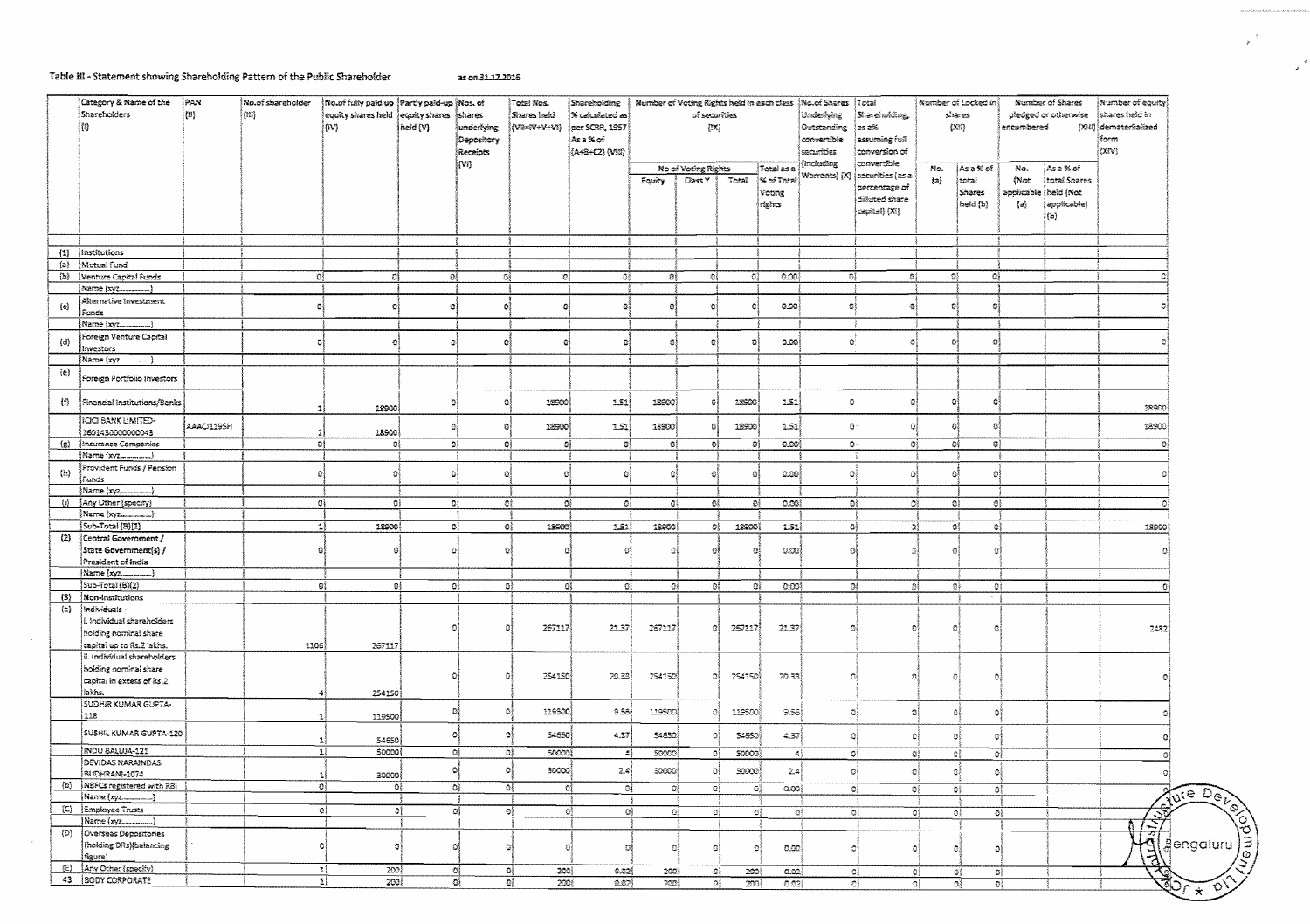## Table III - Statement showing Shareholding Pattern of the Public Shareholder as on 31.12.2016

| | Category & Name of the Shareholders (I) | PAN (II) | No.of shareholder (III) | No.of fully paid up equity shares held (IV) | Partly paid-up equity shares held (V) | Nos. of shares underlying Depository Receipts (VI) | Total Nos. Shares held (VII=IV+V+VI) | Shareholding % calculated as per SCRR, 1957 As a % of (A+B+C2) (VIII) | Number of Voting Rights held in each class of securities (IX) | | | | No.of Shares Underlying Outstanding convertible securities (including Warrants) (X) | Total Shareholding, as a% assuming full conversion of convertible securities (as a percentage of diluted share capital) (XI) | Number of Locked in shares (XII) | | Number of Shares pledged or otherwise encumbered (XIII) | | Number of equity shares held in dematerialized form (XIV) |
|---|---|---|---|---|---|---|---|---|---|---|---|---|---|---|---|---|---|---|---|
| | | | | | | | | | No of Voting Rights | | | Total as a % of Total Voting rights | | | No. (a) | As a % of total Shares held (b) | No. (Not applicable) (a) | As a % of total Shares held (Not applicable) (b) | |
| | | | | | | | | | Equity | Class Y | Total | | | | | | | | |
| (1) | Institutions | | | | | | | | | | | | | | | | | | |
| (a) | Mutual Fund | | | | | | | | | | | | | | | | | | |
| (b) | Venture Capital Funds | | 0 | 0 | 0 | 0 | 0 | 0 | 0 | 0 | 0 | 0.00 | 0 | 0 | 0 | 0 | | | 0 |
| | Name (xyz.........) | | | | | | | | | | | | | | | | | | |
| (c) | Alternative Investment Funds | | 0 | 0 | 0 | 0 | 0 | 0 | 0 | 0 | 0 | 0.00 | 0 | 0 | 0 | 0 | | | 0 |
| | Name (xyz.........) | | | | | | | | | | | | | | | | | | |
| (d) | Foreign Venture Capital Investors | | 0 | 0 | 0 | 0 | 0 | 0 | 0 | 0 | 0 | 0.00 | 0 | 0 | 0 | 0 | | | 0 |
| | Name (xyz.........) | | | | | | | | | | | | | | | | | | |
| (e) | Foreign Portfolio Investors | | | | | | | | | | | | | | | | | | |
| (f) | Financial Institutions/Banks | | 1 | 18900 | 0 | 0 | 18900 | 1.51 | 18900 | 0 | 18900 | 1.51 | 0 | 0 | 0 | 0 | | | 18900 |
| | ICICI BANK LIMITED-1601430000000048 | AAACI1195H | 1 | 18900 | 0 | 0 | 18900 | 1.51 | 18900 | 0 | 18900 | 1.51 | 0 | 0 | 0 | 0 | | | 18900 |
| (g) | Insurance Companies | | 0 | 0 | 0 | 0 | 0 | 0 | 0 | 0 | 0 | 0.00 | 0 | 0 | 0 | 0 | | | 0 |
| | Name (xyz.........) | | | | | | | | | | | | | | | | | | |
| (h) | Provident Funds / Pension Funds | | 0 | 0 | 0 | 0 | 0 | 0 | 0 | 0 | 0 | 0.00 | 0 | 0 | 0 | 0 | | | 0 |
| | Name (xyz.........) | | | | | | | | | | | | | | | | | | |
| (i) | Any Other (specify) | | 0 | 0 | 0 | 0 | 0 | 0 | 0 | 0 | 0 | 0.00 | 0 | 0 | 0 | 0 | | | 0 |
| | Name (xyz.........) | | | | | | | | | | | | | | | | | | |
| | Sub-Total (B)(1) | | 1 | 18900 | 0 | 0 | 18900 | 1.51 | 18900 | 0 | 18900 | 1.51 | 0 | 0 | 0 | 0 | | | 18900 |
| (2) | Central Government / State Government(s) / President of India | | 0 | 0 | 0 | 0 | 0 | 0 | 0 | 0 | 0 | 0.00 | 0 | 0 | 0 | 0 | | | 0 |
| | Name (xyz.........) | | | | | | | | | | | | | | | | | | |
| | Sub-Total (B)(2) | | 0 | 0 | 0 | 0 | 0 | 0 | 0 | 0 | 0 | 0.00 | 0 | 0 | 0 | 0 | | | 0 |
| (3) | Non-institutions | | | | | | | | | | | | | | | | | | |
| (a) | Individuals - i. Individual shareholders holding nominal share capital up to Rs.2 lakhs. | | 1106 | 267117 | 0 | 0 | 267117 | 21.37 | 267117 | 0 | 267117 | 21.37 | 0 | 0 | 0 | 0 | | | 2482 |
| | ii. Individual shareholders holding nominal share capital in excess of Rs.2 lakhs. | | 4 | 254150 | 0 | 0 | 254150 | 20.33 | 254150 | 0 | 254150 | 20.33 | 0 | 0 | 0 | 0 | | | 0 |
| | SUDHIR KUMAR GUPTA-118 | | 1 | 119500 | 0 | 0 | 119500 | 9.56 | 119500 | 0 | 119500 | 9.56 | 0 | 0 | 0 | 0 | | | 0 |
| | SUSHIL KUMAR GUPTA-120 | | 1 | 54650 | 0 | 0 | 54650 | 4.37 | 54650 | 0 | 54650 | 4.37 | 0 | 0 | 0 | 0 | | | 0 |
| | INDU BALUJA-121 | | 1 | 50000 | 0 | 0 | 50000 | 4 | 50000 | 0 | 50000 | 4 | 0 | 0 | 0 | 0 | | | 0 |
| | DEVIDAS NARAINDAS BUDHRANI-1074 | | 1 | 30000 | 0 | 0 | 30000 | 2.4 | 30000 | 0 | 30000 | 2.4 | 0 | 0 | 0 | 0 | | | 0 |
| (b) | NBFCs registered with RBI | | 0 | 0 | 0 | 0 | 0 | 0 | 0 | 0 | 0 | 0.00 | 0 | 0 | 0 | 0 | | | 0 |
| | Name (xyz.........) | | | | | | | | | | | | | | | | | | |
| (C) | Employee Trusts | | 0 | 0 | 0 | 0 | 0 | 0 | 0 | 0 | 0 | 0 | 0 | 0 | 0 | 0 | | | |
| | Name (xyz.........) | | | | | | | | | | | | | | | | | | |
| (D) | Overseas Depositories (holding DRs)(balancing figure) | | 0 | 0 | 0 | 0 | 0 | 0 | 0 | 0 | 0 | 0.00 | 0 | 0 | 0 | 0 | | | 0 |
| (E) | Any Other (specify) | | 1 | 200 | 0 | 0 | 200 | 0.02 | 200 | 0 | 200 | 0.02 | 0 | 0 | 0 | 0 | | | |
| 43 | BODY CORPORATE | | 1 | 200 | 0 | 0 | 200 | 0.02 | 200 | 0 | 200 | 0.02 | 0 | 0 | 0 | 0 | | | |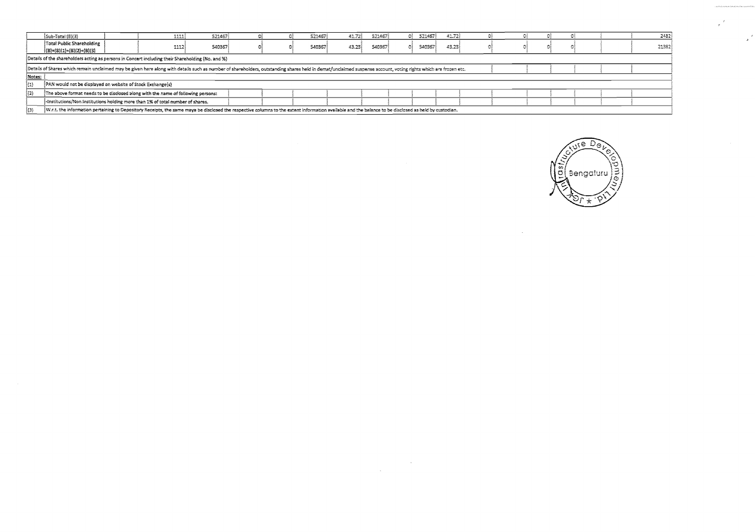| | | | | | | | | | | | | | | | | | | | |
|---|---|---|---|---|---|---|---|---|---|---|---|---|---|---|---|---|---|---|---|
| | Sub-Total (B)(3) | | 1111 | 521467 | 0 | 0 | 521467 | 41.72 | 521467 | 0 | 521467 | 41.72 | 0 | 0 | 0 | 0 | | | 2482 |
| | Total Public Shareholding (B)=(B)(1)+(B)(2)+(B)(3) | | 1112 | 540367 | 0 | 0 | 540367 | 43.23 | 540367 | 0 | 540367 | 43.23 | 0 | 0 | 0 | 0 | | | 21382 |
| Details of the shareholders acting as persons in Concert including their Shareholding (No. and %) | | | | | | | | | | | | | | | | | | | |
| Details of Shares which remain unclaimed may be given here along with details such as number of shareholders, outstanding shares held in demat/unclaimed suspense account, voting rights which are frozen etc. | | | | | | | | | | | | | | | | | | | |
| Notes: | | | | | | | | | | | | | | | | | | | |
| (1) | PAN would not be displayed on website of Stock Exchange(s) | | | | | | | | | | | | | | | | | | |
| (2) | The above format needs to be disclosed along with the name of following persons: | | | | | | | | | | | | | | | | | | |
| | -Institutions/Non Institutions holding more than 1% of total number of shares. | | | | | | | | | | | | | | | | | | |
| (3) | W.r.t. the information pertaining to Depository Receipts, the same maya be disclosed the respective columns to the extent information available and the balance to be disclosed as held by custodian. | | | | | | | | | | | | | | | | | | |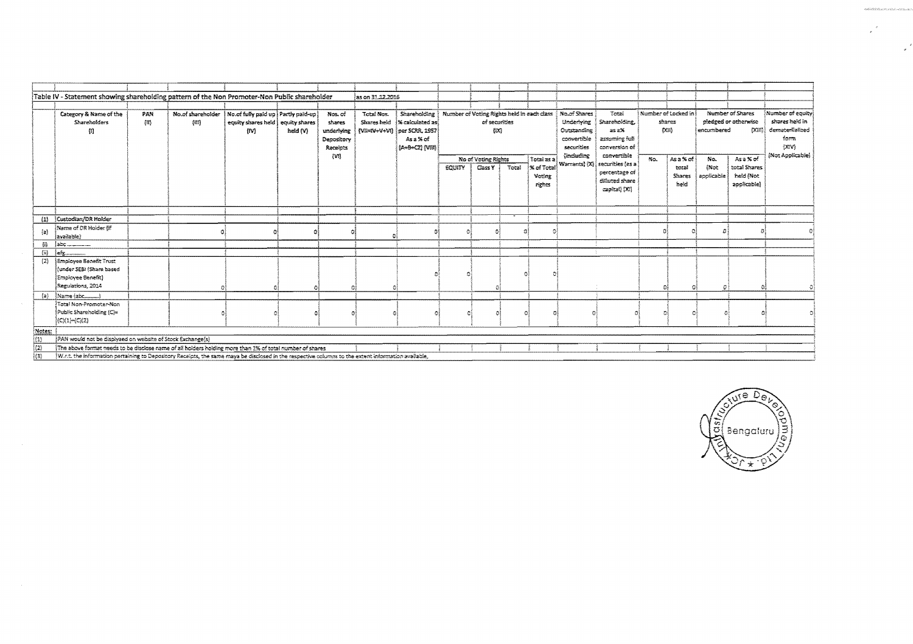Table IV - Statement showing shareholding pattern of the Non Promoter-Non Public shareholder as on 31.12.2016

| | Category & Name of the Shareholders (I) | PAN (II) | No.of shareholder (III) | No.of fully paid up equity shares held (IV) | Partly paid-up equity shares held (V) | Nos. of shares underlying Depository Receipts (VI) | Total Nos. Shares held (VII=IV+V+VI) | Shareholding % calculated as per SCRR, 1957 As a % of (A+B+C2) (VIII) | Number of Voting Rights held in each class of securities (IX) | | | | No.of Shares Underlying Outstanding convertible securities (including Warrants) (X) | Total Shareholding, as a% assuming full conversion of convertible securities (as a percentage of diluted share capital) (XI) | Number of Locked in shares (XII) | | Number of Shares pledged or otherwise encumbered (XIII) | | Number of equity shares held in dematerialized form (XIV) (Not Applicable) |
|---|---|---|---|---|---|---|---|---|---|---|---|---|---|---|---|---|---|---|---|
| | | | | | | | | | No of Voting Rights | | | Total as a % of Total Voting rights | | | No. | As a % of total Shares held | No. (Not applicable) | As a % of total Shares held (Not applicable) | |
| | | | | | | | | | EQUITY | Class Y | Total | | | | | | | | |
| (1) | Custodian/DR Holder | | | | | | | | | | | | | | | | | | |
| (a) | Name of DR Holder (if available) | | 0 | 0 | 0 | 0 | 0 | 0 | 0 | 0 | 0 | 0 | | | 0 | 0 | 0 | 0 | 0 |
| (i) | abc ............ | | | | | | | | | | | | | | | | | | |
| (ii) | efg ............ | | | | | | | | | | | | | | | | | | |
| (2) | Employee Benefit Trust (under SEBI (Share based Employee Benefit) Regulations, 2014 | | 0 | 0 | 0 | 0 | 0 | 0 | 0 | 0 | 0 | 0 | | | 0 | 0 | 0 | 0 | 0 |
| (a) | Name (abc.......) | | | | | | | | | | | | | | | | | | |
| | Total Non-Promoter-Non Public Shareholding (C)= (C)(1)+(C)(2) | | 0 | 0 | 0 | 0 | 0 | 0 | 0 | 0 | 0 | 0 | 0 | 0 | 0 | 0 | 0 | 0 | 0 |

Notes:

(1) PAN would not be displayed on website of Stock Exchange(s)

(2) The above format needs to be disclose name of all holders holding more than 1% of total number of shares

(3) W.r.t. the information pertaining to Depository Receipts, the same maya be disclosed in the respective columns to the extent information available,